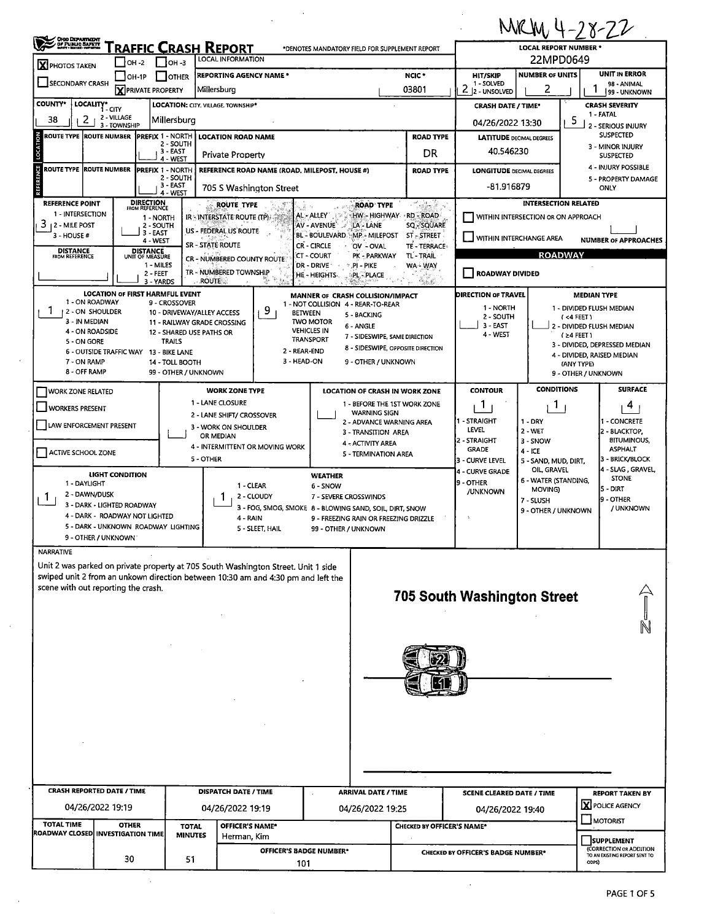MRM 4-28-22

# TRAFFIC CRASH REPORT

Ohio Department of Public Safety

*DENOTES MANDATORY FIELD FOR SUPPLEMENT REPORT

| LOCAL INFORMATION | | |
|---|---|---|
| [X] PHOTOS TAKEN [ ] OH-2 [ ] OH-3 [ ] OH-1P [ ] OTHER [ ] SECONDARY CRASH [X] PRIVATE PROPERTY | REPORTING AGENCY NAME *: Millersburg | NCIC *: 03801 |

LOCAL REPORT NUMBER *: 22MPD0649

HIT/SKIP: 2 (1 - SOLVED, 2 - UNSOLVED) | NUMBER OF UNITS: 2 | UNIT IN ERROR: 1 (98 - ANIMAL, 99 - UNKNOWN)

COUNTY*: 38 | LOCALITY*: 2 (1 - CITY, 2 - VILLAGE, 3 - TOWNSHIP) | LOCATION: CITY, VILLAGE, TOWNSHIP*: Millersburg

CRASH DATE / TIME*: 04/26/2022 13:30

CRASH SEVERITY: 5 (1 - FATAL, 2 - SERIOUS INJURY SUSPECTED, 3 - MINOR INJURY SUSPECTED, 4 - INJURY POSSIBLE, 5 - PROPERTY DAMAGE ONLY)

**LOCATION**

ROUTE TYPE | ROUTE NUMBER | PREFIX (1 - NORTH, 2 - SOUTH, 3 - EAST, 4 - WEST) | LOCATION ROAD NAME: Private Property | ROAD TYPE: DR

LATITUDE DECIMAL DEGREES: 40.546230

**REFERENCE**

ROUTE TYPE | ROUTE NUMBER | PREFIX (1 - NORTH, 2 - SOUTH, 3 - EAST, 4 - WEST) | REFERENCE ROAD NAME (ROAD, MILEPOST, HOUSE #): 705 S Washington Street | ROAD TYPE

LONGITUDE DECIMAL DEGREES: -81.916879

REFERENCE POINT: 3 (1 - INTERSECTION, 2 - MILE POST, 3 - HOUSE #)

DIRECTION FROM REFERENCE: (1 - NORTH, 2 - SOUTH, 3 - EAST, 4 - WEST)

DISTANCE FROM REFERENCE | DISTANCE UNIT OF MEASURE: (1 - MILES, 2 - FEET, 3 - YARDS)

ROUTE TYPE: IR - INTERSTATE ROUTE (TP), US - FEDERAL US ROUTE, SR - STATE ROUTE, CR - NUMBERED COUNTY ROUTE, TR - NUMBERED TOWNSHIP ROUTE

ROAD TYPE: AL - ALLEY, AV - AVENUE, BL - BOULEVARD, CR - CIRCLE, CT - COURT, DR - DRIVE, HE - HEIGHTS, HW - HIGHWAY, LA - LANE, MP - MILEPOST, OV - OVAL, PK - PARKWAY, PI - PIKE, PL - PLACE, RD - ROAD, SQ - SQUARE, ST - STREET, TE - TERRACE, TL - TRAIL, WA - WAY

INTERSECTION RELATED: [ ] WITHIN INTERSECTION OR ON APPROACH [ ] WITHIN INTERCHANGE AREA | NUMBER OF APPROACHES

**ROADWAY**

[ ] ROADWAY DIVIDED

LOCATION OF FIRST HARMFUL EVENT: 1 (1 - ON ROADWAY, 2 - ON SHOULDER, 3 - IN MEDIAN, 4 - ON ROADSIDE, 5 - ON GORE, 6 - OUTSIDE TRAFFIC WAY, 7 - ON RAMP, 8 - OFF RAMP, 9 - CROSSOVER, 10 - DRIVEWAY/ALLEY ACCESS, 11 - RAILWAY GRADE CROSSING, 12 - SHARED USE PATHS OR TRAILS, 13 - BIKE LANE, 14 - TOLL BOOTH, 99 - OTHER / UNKNOWN)

MANNER OF CRASH COLLISION/IMPACT: 9 (1 - NOT COLLISION BETWEEN TWO MOTOR VEHICLES IN TRANSPORT, 2 - REAR-END, 3 - HEAD-ON, 4 - REAR-TO-REAR, 5 - BACKING, 6 - ANGLE, 7 - SIDESWIPE, SAME DIRECTION, 8 - SIDESWIPE, OPPOSITE DIRECTION, 9 - OTHER / UNKNOWN)

DIRECTION OF TRAVEL: (1 - NORTH, 2 - SOUTH, 3 - EAST, 4 - WEST)

MEDIAN TYPE: (1 - DIVIDED FLUSH MEDIAN (<4 FEET), 2 - DIVIDED FLUSH MEDIAN (≥4 FEET), 3 - DIVIDED, DEPRESSED MEDIAN, 4 - DIVIDED, RAISED MEDIAN (ANY TYPE), 9 - OTHER / UNKNOWN)

[ ] WORK ZONE RELATED [ ] WORKERS PRESENT [ ] LAW ENFORCEMENT PRESENT [ ] ACTIVE SCHOOL ZONE

WORK ZONE TYPE: (1 - LANE CLOSURE, 2 - LANE SHIFT/ CROSSOVER, 3 - WORK ON SHOULDER OR MEDIAN, 4 - INTERMITTENT OR MOVING WORK, 5 - OTHER)

LOCATION OF CRASH IN WORK ZONE: (1 - BEFORE THE 1ST WORK ZONE WARNING SIGN, 2 - ADVANCE WARNING AREA, 3 - TRANSITION AREA, 4 - ACTIVITY AREA, 5 - TERMINATION AREA)

CONTOUR: 1 (1 - STRAIGHT LEVEL, 2 - STRAIGHT GRADE, 3 - CURVE LEVEL, 4 - CURVE GRADE, 9 - OTHER /UNKNOWN)

CONDITIONS: 1 (1 - DRY, 2 - WET, 3 - SNOW, 4 - ICE, 5 - SAND, MUD, DIRT, OIL, GRAVEL, 6 - WATER (STANDING, MOVING), 7 - SLUSH, 9 - OTHER / UNKNOWN)

SURFACE: 4 (1 - CONCRETE, 2 - BLACKTOP, BITUMINOUS, ASPHALT, 3 - BRICK/BLOCK, 4 - SLAG, GRAVEL, STONE, 5 - DIRT, 9 - OTHER / UNKNOWN)

LIGHT CONDITION: 1 (1 - DAYLIGHT, 2 - DAWN/DUSK, 3 - DARK - LIGHTED ROADWAY, 4 - DARK - ROADWAY NOT LIGHTED, 5 - DARK - UNKNOWN ROADWAY LIGHTING, 9 - OTHER / UNKNOWN)

WEATHER: 1 (1 - CLEAR, 2 - CLOUDY, 3 - FOG, SMOG, SMOKE, 4 - RAIN, 5 - SLEET, HAIL, 6 - SNOW, 7 - SEVERE CROSSWINDS, 8 - BLOWING SAND, SOIL, DIRT, SNOW, 9 - FREEZING RAIN OR FREEZING DRIZZLE, 99 - OTHER / UNKNOWN)

**NARRATIVE**

Unit 2 was parked on private property at 705 South Washington Street. Unit 1 side swiped unit 2 from an unkown direction between 10:30 am and 4:30 pm and left the scene with out reporting the crash.

705 South Washington Street

N

| CRASH REPORTED DATE / TIME | DISPATCH DATE / TIME | ARRIVAL DATE / TIME | SCENE CLEARED DATE / TIME | REPORT TAKEN BY |
|---|---|---|---|---|
| 04/26/2022 19:19 | 04/26/2022 19:19 | 04/26/2022 19:25 | 04/26/2022 19:40 | [X] POLICE AGENCY [ ] MOTORIST |

| TOTAL TIME ROADWAY CLOSED | OTHER INVESTIGATION TIME | TOTAL MINUTES | OFFICER'S NAME* | CHECKED BY OFFICER'S NAME* |
|---|---|---|---|---|
| | 30 | 51 | Herman, Kim | |
| | | | OFFICER'S BADGE NUMBER*: 101 | CHECKED BY OFFICER'S BADGE NUMBER* |

[ ] SUPPLEMENT (CORRECTION OR ADDITION TO AN EXISTING REPORT SENT TO ODPS)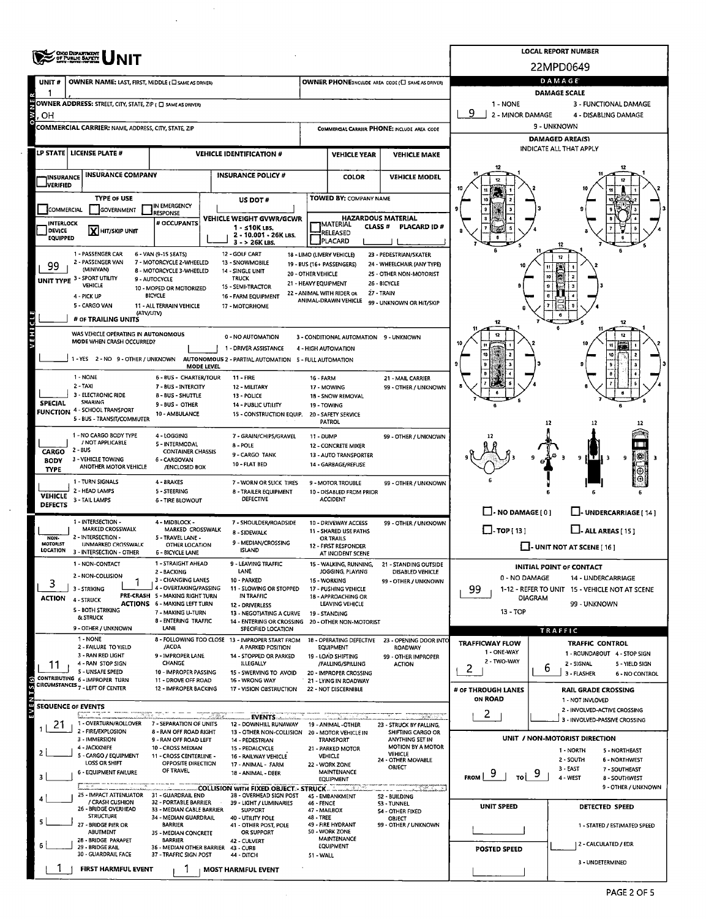# UNIT

**LOCAL REPORT NUMBER**
22MPD0649

| UNIT # | OWNER NAME: LAST, FIRST, MIDDLE (☐ SAME AS DRIVER) | OWNER PHONE:INCLUDE AREA CODE (☐ SAME AS DRIVER) |
|---|---|---|
| 1 | , | |

OWNER ADDRESS: STREET, CITY, STATE, ZIP (☐ SAME AS DRIVER)
, OH

COMMERCIAL CARRIER: NAME, ADDRESS, CITY, STATE, ZIP | COMMERCIAL CARRIER PHONE: INCLUDE AREA CODE

| LP STATE | LICENSE PLATE # | VEHICLE IDENTIFICATION # | VEHICLE YEAR | VEHICLE MAKE |
|---|---|---|---|---|
| | | | | |

| INSURANCE VERIFIED | INSURANCE COMPANY | INSURANCE POLICY # | COLOR | VEHICLE MODEL |
|---|---|---|---|---|
| ☐ | | | | |

**TYPE OF USE:** ☐ COMMERCIAL ☐ GOVERNMENT ☐ IN EMERGENCY RESPONSE

☐ INTERLOCK DEVICE EQUIPPED [X] HIT/SKIP UNIT

\# OCCUPANTS:

US DOT #:

VEHICLE WEIGHT GVWR/GCWR: 1 - ≤10K LBS. 2 - 10.001 - 26K LBS. 3 - > 26K LBS.

TOWED BY: COMPANY NAME

HAZARDOUS MATERIAL: ☐ MATERIAL RELEASED ☐ PLACARD CLASS # PLACARD ID #

**UNIT TYPE:** 99

1 - PASSENGER CAR, 2 - PASSENGER VAN (MINIVAN), 3 - SPORT UTILITY VEHICLE, 4 - PICK UP, 5 - CARGO VAN, 6 - VAN (9-15 SEATS), 7 - MOTORCYCLE 2-WHEELED, 8 - MOTORCYCLE 3-WHEELED, 9 - AUTOCYCLE, 10 - MOPED OR MOTORIZED BICYCLE, 11 - ALL TERRAIN VEHICLE (ATV/UTV), 12 - GOLF CART, 13 - SNOWMOBILE, 14 - SINGLE UNIT TRUCK, 15 - SEMI-TRACTOR, 16 - FARM EQUIPMENT, 17 - MOTORHOME, 18 - LIMO (LIVERY VEHICLE), 19 - BUS (16+ PASSENGERS), 20 - OTHER VEHICLE, 21 - HEAVY EQUIPMENT, 22 - ANIMAL WITH RIDER OR ANIMAL-DRAWN VEHICLE, 23 - PEDESTRIAN/SKATER, 24 - WHEELCHAIR (ANY TYPE), 25 - OTHER NON-MOTORIST, 26 - BICYCLE, 27 - TRAIN, 99 - UNKNOWN OR HIT/SKIP

\# OF TRAILING UNITS:

WAS VEHICLE OPERATING IN AUTONOMOUS MODE WHEN CRASH OCCURRED? 1 - YES 2 - NO 9 - OTHER / UNKNOWN

AUTONOMOUS MODE LEVEL: 0 - NO AUTOMATION, 1 - DRIVER ASSISTANCE, 2 - PARTIAL AUTOMATION, 3 - CONDITIONAL AUTOMATION, 4 - HIGH AUTOMATION, 5 - FULL AUTOMATION, 9 - UNKNOWN

**SPECIAL FUNCTION:** 1 - NONE, 2 - TAXI, 3 - ELECTRONIC RIDE SHARING, 4 - SCHOOL TRANSPORT, 5 - BUS - TRANSIT/COMMUTER, 6 - BUS - CHARTER/TOUR, 7 - BUS - INTERCITY, 8 - BUS - SHUTTLE, 9 - BUS - OTHER, 10 - AMBULANCE, 11 - FIRE, 12 - MILITARY, 13 - POLICE, 14 - PUBLIC UTILITY, 15 - CONSTRUCTION EQUIP., 16 - FARM, 17 - MOWING, 18 - SNOW REMOVAL, 19 - TOWING, 20 - SAFETY SERVICE PATROL, 21 - MAIL CARRIER, 99 - OTHER / UNKNOWN

**CARGO BODY TYPE:** 1 - NO CARGO BODY TYPE / NOT APPLICABLE, 2 - BUS, 3 - VEHICLE TOWING ANOTHER MOTOR VEHICLE, 4 - LOGGING, 5 - INTERMODAL CONTAINER CHASSIS, 6 - CARGOVAN /ENCLOSED BOX, 7 - GRAIN/CHIPS/GRAVEL, 8 - POLE, 9 - CARGO TANK, 10 - FLAT BED, 11 - DUMP, 12 - CONCRETE MIXER, 13 - AUTO TRANSPORTER, 14 - GARBAGE/REFUSE, 99 - OTHER / UNKNOWN

**VEHICLE DEFECTS:** 1 - TURN SIGNALS, 2 - HEAD LAMPS, 3 - TAIL LAMPS, 4 - BRAKES, 5 - STEERING, 6 - TIRE BLOWOUT, 7 - WORN OR SLICK TIRES, 8 - TRAILER EQUIPMENT DEFECTIVE, 9 - MOTOR TROUBLE, 10 - DISABLED FROM PRIOR ACCIDENT, 99 - OTHER / UNKNOWN

**NON-MOTORIST LOCATION:** 1 - INTERSECTION - MARKED CROSSWALK, 2 - INTERSECTION - UNMARKED CROSSWALK, 3 - INTERSECTION - OTHER, 4 - MIDBLOCK - MARKED CROSSWALK, 5 - TRAVEL LANE - OTHER LOCATION, 6 - BICYCLE LANE, 7 - SHOULDER/ROADSIDE, 8 - SIDEWALK, 9 - MEDIAN/CROSSING ISLAND, 10 - DRIVEWAY ACCESS, 11 - SHARED USE PATHS OR TRAILS, 12 - FIRST RESPONDER AT INCIDENT SCENE, 99 - OTHER / UNKNOWN

**ACTION:** 3 **PRE-CRASH ACTIONS:** 1

ACTION: 1 - NON-CONTACT, 2 - NON-COLLISION, 3 - STRIKING, 4 - STRUCK, 5 - BOTH STRIKING & STRUCK, 9 - OTHER / UNKNOWN

PRE-CRASH ACTIONS: 1 - STRAIGHT AHEAD, 2 - BACKING, 3 - CHANGING LANES, 4 - OVERTAKING/PASSING, 5 - MAKING RIGHT TURN, 6 - MAKING LEFT TURN, 7 - MAKING U-TURN, 8 - ENTERING TRAFFIC LANE, 9 - LEAVING TRAFFIC LANE, 10 - PARKED, 11 - SLOWING OR STOPPED IN TRAFFIC, 12 - DRIVERLESS, 13 - NEGOTIATING A CURVE, 14 - ENTERING OR CROSSING SPECIFIED LOCATION, 15 - WALKING, RUNNING, JOGGING, PLAYING, 16 - WORKING, 17 - PUSHING VEHICLE, 18 - APPROACHING OR LEAVING VEHICLE, 19 - STANDING, 20 - OTHER NON-MOTORIST, 21 - STANDING OUTSIDE DISABLED VEHICLE, 99 - OTHER / UNKNOWN

**CONTRIBUTING CIRCUMSTANCES:** 11

1 - NONE, 2 - FAILURE TO YIELD, 3 - RAN RED LIGHT, 4 - RAN STOP SIGN, 5 - UNSAFE SPEED, 6 - IMPROPER TURN, 7 - LEFT OF CENTER, 8 - FOLLOWING TOO CLOSE /ACDA, 9 - IMPROPER LANE CHANGE, 10 - IMPROPER PASSING, 11 - DROVE OFF ROAD, 12 - IMPROPER BACKING, 13 - IMPROPER START FROM A PARKED POSITION, 14 - STOPPED OR PARKED ILLEGALLY, 15 - SWERVING TO AVOID, 16 - WRONG WAY, 17 - VISION OBSTRUCTION, 18 - OPERATING DEFECTIVE EQUIPMENT, 19 - LOAD SHIFTING /FALLING/SPILLING, 20 - IMPROPER CROSSING, 21 - LYING IN ROADWAY, 22 - NOT DISCERNIBLE, 23 - OPENING DOOR INTO ROADWAY, 99 - OTHER IMPROPER ACTION

**SEQUENCE OF EVENTS**

| # | Event |
|---|---|
| 1 | 21 |
| 2 | |
| 3 | |
| 4 | |
| 5 | |
| 6 | |

EVENTS: 1 - OVERTURN/ROLLOVER, 2 - FIRE/EXPLOSION, 3 - IMMERSION, 4 - JACKKNIFE, 5 - CARGO / EQUIPMENT LOSS OR SHIFT, 6 - EQUIPMENT FAILURE, 7 - SEPARATION OF UNITS, 8 - RAN OFF ROAD RIGHT, 9 - RAN OFF ROAD LEFT, 10 - CROSS MEDIAN, 11 - CROSS CENTERLINE - OPPOSITE DIRECTION OF TRAVEL, 12 - DOWNHILL RUNAWAY, 13 - OTHER NON-COLLISION, 14 - PEDESTRIAN, 15 - PEDALCYCLE, 16 - RAILWAY VEHICLE, 17 - ANIMAL - FARM, 18 - ANIMAL - DEER, 19 - ANIMAL -OTHER, 20 - MOTOR VEHICLE IN TRANSPORT, 21 - PARKED MOTOR VEHICLE, 22 - WORK ZONE MAINTENANCE EQUIPMENT, 23 - STRUCK BY FALLING, SHIFTING CARGO OR ANYTHING SET IN MOTION BY A MOTOR VEHICLE, 24 - OTHER MOVABLE OBJECT

COLLISION WITH FIXED OBJECT - STRUCK: 25 - IMPACT ATTENUATOR / CRASH CUSHION, 26 - BRIDGE OVERHEAD STRUCTURE, 27 - BRIDGE PIER OR ABUTMENT, 28 - BRIDGE PARAPET, 29 - BRIDGE RAIL, 30 - GUARDRAIL FACE, 31 - GUARDRAIL END, 32 - PORTABLE BARRIER, 33 - MEDIAN CABLE BARRIER, 34 - MEDIAN GUARDRAIL BARRIER, 35 - MEDIAN CONCRETE BARRIER, 36 - MEDIAN OTHER BARRIER, 37 - TRAFFIC SIGN POST, 38 - OVERHEAD SIGN POST, 39 - LIGHT / LUMINARIES SUPPORT, 40 - UTILITY POLE, 41 - OTHER POST, POLE OR SUPPORT, 42 - CULVERT, 43 - CURB, 44 - DITCH, 45 - EMBANKMENT, 46 - FENCE, 47 - MAILBOX, 48 - TREE, 49 - FIRE HYDRANT, 50 - WORK ZONE MAINTENANCE EQUIPMENT, 51 - WALL, 52 - BUILDING, 53 - TUNNEL, 54 - OTHER FIXED OBJECT, 99 - OTHER / UNKNOWN

FIRST HARMFUL EVENT: 1 MOST HARMFUL EVENT: 1

## DAMAGE

**DAMAGE SCALE:** 9

1 - NONE, 2 - MINOR DAMAGE, 3 - FUNCTIONAL DAMAGE, 4 - DISABLING DAMAGE, 9 - UNKNOWN

**DAMAGED AREA(S)** INDICATE ALL THAT APPLY

☐ - NO DAMAGE [0] ☐ - UNDERCARRIAGE [14] ☐ - TOP [13] ☐ - ALL AREAS [15] ☐ - UNIT NOT AT SCENE [16]

**INITIAL POINT OF CONTACT:** 99

0 - NO DAMAGE, 1-12 - REFER TO UNIT DIAGRAM, 13 - TOP, 14 - UNDERCARRIAGE, 15 - VEHICLE NOT AT SCENE, 99 - UNKNOWN

## TRAFFIC

**TRAFFICWAY FLOW:** 2 (1 - ONE-WAY, 2 - TWO-WAY)

**TRAFFIC CONTROL:** 6 (1 - ROUNDABOUT, 2 - SIGNAL, 3 - FLASHER, 4 - STOP SIGN, 5 - YIELD SIGN, 6 - NO CONTROL)

**# OF THROUGH LANES ON ROAD:** 2

**RAIL GRADE CROSSING:** 1 - NOT INVLOVED, 2 - INVOLVED-ACTIVE CROSSING, 3 - INVOLVED-PASSIVE CROSSING

**UNIT / NON-MOTORIST DIRECTION:** FROM 9 TO 9

1 - NORTH, 2 - SOUTH, 3 - EAST, 4 - WEST, 5 - NORTHEAST, 6 - NORTHWEST, 7 - SOUTHEAST, 8 - SOUTHWEST, 9 - OTHER / UNKNOWN

**UNIT SPEED:**

**POSTED SPEED:**

**DETECTED SPEED:** 1 - STATED / ESTIMATED SPEED, 2 - CALCULATED / EDR, 3 - UNDETERMINED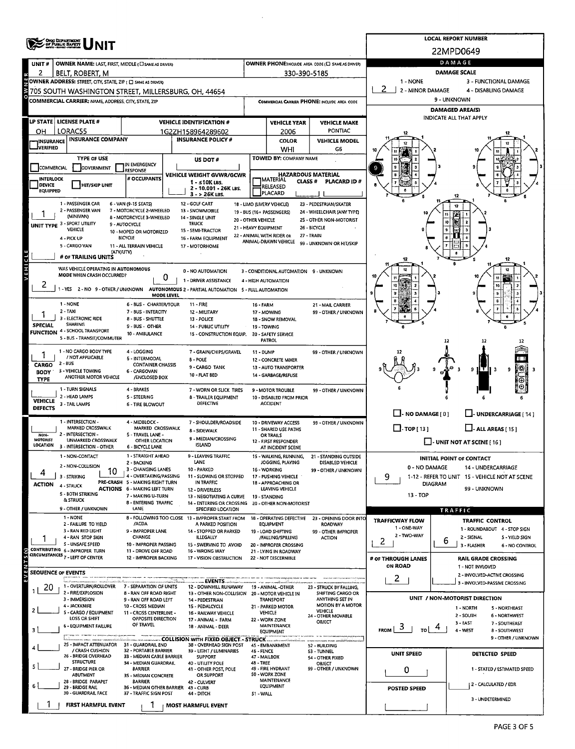# UNIT

**LOCAL REPORT NUMBER:** 22MPD0649

## OWNER

| Field | Value |
|---|---|
| UNIT # | 2 |
| OWNER NAME: LAST, FIRST, MIDDLE | BELT, ROBERT, M |
| OWNER PHONE | 330-390-5185 |
| OWNER ADDRESS | 705 SOUTH WASHINGTON STREET, MILLERSBURG, OH, 44654 |
| COMMERCIAL CARRIER: NAME, ADDRESS, CITY, STATE, ZIP | |
| COMMERCIAL CARRIER PHONE | |

## DAMAGE

DAMAGE SCALE: 1 - NONE; 2 - MINOR DAMAGE; 3 - FUNCTIONAL DAMAGE; 4 - DISABLING DAMAGE; 9 - UNKNOWN

**Damage:** 2

DAMAGED AREA(S) — INDICATE ALL THAT APPLY: 9

- NO DAMAGE [ 0 ]
- UNDERCARRIAGE [ 14 ]
- TOP [ 13 ]
- ALL AREAS [ 15 ]
- UNIT NOT AT SCENE [ 16 ]

## VEHICLE

| LP STATE | LICENSE PLATE # | VEHICLE IDENTIFICATION # | VEHICLE YEAR | VEHICLE MAKE |
|---|---|---|---|---|
| OH | LORAC55 | 1G2ZH158964289602 | 2006 | PONTIAC |

| INSURANCE VERIFIED | INSURANCE COMPANY | INSURANCE POLICY # | COLOR | VEHICLE MODEL |
|---|---|---|---|---|
| | | | WHI | G6 |

TYPE OF USE: COMMERCIAL / GOVERNMENT / IN EMERGENCY RESPONSE

US DOT #:

TOWED BY: COMPANY NAME:

INTERLOCK DEVICE EQUIPPED / HIT/SKIP UNIT / # OCCUPANTS

VEHICLE WEIGHT GVWR/GCWR: 1 - ≤10K LBS.; 2 - 10.001 - 26K LBS.; 3 - > 26K LBS.

HAZARDOUS MATERIAL: MATERIAL RELEASED / PLACARD; CLASS #; PLACARD ID #

**UNIT TYPE:** 1

1 - PASSENGER CAR; 2 - PASSENGER VAN (MINIVAN); 3 - SPORT UTILITY VEHICLE; 4 - PICK UP; 5 - CARGO VAN; 6 - VAN (9-15 SEATS); 7 - MOTORCYCLE 2-WHEELED; 8 - MOTORCYCLE 3-WHEELED; 9 - AUTOCYCLE; 10 - MOPED OR MOTORIZED BICYCLE; 11 - ALL TERRAIN VEHICLE (ATV/UTV); 12 - GOLF CART; 13 - SNOWMOBILE; 14 - SINGLE UNIT TRUCK; 15 - SEMI-TRACTOR; 16 - FARM EQUIPMENT; 17 - MOTORHOME; 18 - LIMO (LIVERY VEHICLE); 19 - BUS (16+ PASSENGERS); 20 - OTHER VEHICLE; 21 - HEAVY EQUIPMENT; 22 - ANIMAL WITH RIDER OR ANIMAL-DRAWN VEHICLE; 23 - PEDESTRIAN/SKATER; 24 - WHEELCHAIR (ANY TYPE); 25 - OTHER NON-MOTORIST; 26 - BICYCLE; 27 - TRAIN; 99 - UNKNOWN OR HIT/SKIP

# OF TRAILING UNITS:

**WAS VEHICLE OPERATING IN AUTONOMOUS MODE WHEN CRASH OCCURRED?** 2

1 - YES; 2 - NO; 9 - OTHER / UNKNOWN

**AUTONOMOUS MODE LEVEL:** 0

0 - NO AUTOMATION; 1 - DRIVER ASSISTANCE; 2 - PARTIAL AUTOMATION; 3 - CONDITIONAL AUTOMATION; 4 - HIGH AUTOMATION; 5 - FULL AUTOMATION; 9 - UNKNOWN

**SPECIAL FUNCTION:** 1

1 - NONE; 2 - TAXI; 3 - ELECTRONIC RIDE SHARING; 4 - SCHOOL TRANSPORT; 5 - BUS - TRANSIT/COMMUTER; 6 - BUS - CHARTER/TOUR; 7 - BUS - INTERCITY; 8 - BUS - SHUTTLE; 9 - BUS - OTHER; 10 - AMBULANCE; 11 - FIRE; 12 - MILITARY; 13 - POLICE; 14 - PUBLIC UTILITY; 15 - CONSTRUCTION EQUIP.; 16 - FARM; 17 - MOWING; 18 - SNOW REMOVAL; 19 - TOWING; 20 - SAFETY SERVICE PATROL; 21 - MAIL CARRIER; 99 - OTHER / UNKNOWN

**CARGO BODY TYPE:** 1

1 - NO CARGO BODY TYPE / NOT APPLICABLE; 2 - BUS; 3 - VEHICLE TOWING ANOTHER MOTOR VEHICLE; 4 - LOGGING; 5 - INTERMODAL CONTAINER CHASSIS; 6 - CARGOVAN /ENCLOSED BOX; 7 - GRAIN/CHIPS/GRAVEL; 8 - POLE; 9 - CARGO TANK; 10 - FLAT BED; 11 - DUMP; 12 - CONCRETE MIXER; 13 - AUTO TRANSPORTER; 14 - GARBAGE/REFUSE; 99 - OTHER / UNKNOWN

**VEHICLE DEFECTS:**

1 - TURN SIGNALS; 2 - HEAD LAMPS; 3 - TAIL LAMPS; 4 - BRAKES; 5 - STEERING; 6 - TIRE BLOWOUT; 7 - WORN OR SLICK TIRES; 8 - TRAILER EQUIPMENT DEFECTIVE; 9 - MOTOR TROUBLE; 10 - DISABLED FROM PRIOR ACCIDENT; 99 - OTHER / UNKNOWN

**NON-MOTORIST LOCATION:**

1 - INTERSECTION - MARKED CROSSWALK; 2 - INTERSECTION - UNMARKED CROSSWALK; 3 - INTERSECTION - OTHER; 4 - MIDBLOCK - MARKED CROSSWALK; 5 - TRAVEL LANE - OTHER LOCATION; 6 - BICYCLE LANE; 7 - SHOULDER/ROADSIDE; 8 - SIDEWALK; 9 - MEDIAN/CROSSING ISLAND; 10 - DRIVEWAY ACCESS; 11 - SHARED USE PATHS OR TRAILS; 12 - FIRST RESPONDER AT INCIDENT SCENE; 99 - OTHER / UNKNOWN

**ACTION:** 4 — **PRE-CRASH ACTIONS:** 10

ACTION: 1 - NON-CONTACT; 2 - NON-COLLISION; 3 - STRIKING; 4 - STRUCK; 5 - BOTH STRIKING & STRUCK; 9 - OTHER / UNKNOWN

PRE-CRASH ACTIONS: 1 - STRAIGHT AHEAD; 2 - BACKING; 3 - CHANGING LANES; 4 - OVERTAKING/PASSING; 5 - MAKING RIGHT TURN; 6 - MAKING LEFT TURN; 7 - MAKING U-TURN; 8 - ENTERING TRAFFIC LANE; 9 - LEAVING TRAFFIC LANE; 10 - PARKED; 11 - SLOWING OR STOPPED IN TRAFFIC; 12 - DRIVERLESS; 13 - NEGOTIATING A CURVE; 14 - ENTERING OR CROSSING SPECIFIED LOCATION; 15 - WALKING, RUNNING, JOGGING, PLAYING; 16 - WORKING; 17 - PUSHING VEHICLE; 18 - APPROACHING OR LEAVING VEHICLE; 19 - STANDING; 20 - OTHER NON-MOTORIST; 21 - STANDING OUTSIDE DISABLED VEHICLE; 99 - OTHER / UNKNOWN

**CONTRIBUTING CIRCUMSTANCES:** 1

1 - NONE; 2 - FAILURE TO YIELD; 3 - RAN RED LIGHT; 4 - RAN STOP SIGN; 5 - UNSAFE SPEED; 6 - IMPROPER TURN; 7 - LEFT OF CENTER; 8 - FOLLOWING TOO CLOSE /ACDA; 9 - IMPROPER LANE CHANGE; 10 - IMPROPER PASSING; 11 - DROVE OFF ROAD; 12 - IMPROPER BACKING; 13 - IMPROPER START FROM A PARKED POSITION; 14 - STOPPED OR PARKED ILLEGALLY; 15 - SWERVING TO AVOID; 16 - WRONG WAY; 17 - VISION OBSTRUCTION; 18 - OPERATING DEFECTIVE EQUIPMENT; 19 - LOAD SHIFTING /FALLING/SPILLING; 20 - IMPROPER CROSSING; 21 - LYING IN ROADWAY; 22 - NOT DISCERNIBLE; 23 - OPENING DOOR INTO ROADWAY; 99 - OTHER IMPROPER ACTION

## INITIAL POINT OF CONTACT

**9**

0 - NO DAMAGE; 1-12 - REFER TO UNIT DIAGRAM; 13 - TOP; 14 - UNDERCARRIAGE; 15 - VEHICLE NOT AT SCENE; 99 - UNKNOWN

## TRAFFIC

| Field | Value |
|---|---|
| TRAFFICWAY FLOW (1 - ONE-WAY; 2 - TWO-WAY) | 2 |
| TRAFFIC CONTROL (1 - ROUNDABOUT; 2 - SIGNAL; 3 - FLASHER; 4 - STOP SIGN; 5 - YIELD SIGN; 6 - NO CONTROL) | 6 |
| # OF THROUGH LANES ON ROAD | 2 |
| RAIL GRADE CROSSING (1 - NOT INVOLVED; 2 - INVOLVED-ACTIVE CROSSING; 3 - INVOLVED-PASSIVE CROSSING) | |

## SEQUENCE OF EVENTS

| # | Event |
|---|---|
| 1 | 20 |
| 2 | |
| 3 | |
| 4 | |
| 5 | |
| 6 | |

**EVENTS:** 1 - OVERTURN/ROLLOVER; 2 - FIRE/EXPLOSION; 3 - IMMERSION; 4 - JACKKNIFE; 5 - CARGO / EQUIPMENT LOSS OR SHIFT; 6 - EQUIPMENT FAILURE; 7 - SEPARATION OF UNITS; 8 - RAN OFF ROAD RIGHT; 9 - RAN OFF ROAD LEFT; 10 - CROSS MEDIAN; 11 - CROSS CENTERLINE - OPPOSITE DIRECTION OF TRAVEL; 12 - DOWNHILL RUNAWAY; 13 - OTHER NON-COLLISION; 14 - PEDESTRIAN; 15 - PEDALCYCLE; 16 - RAILWAY VEHICLE; 17 - ANIMAL - FARM; 18 - ANIMAL - DEER; 19 - ANIMAL -OTHER; 20 - MOTOR VEHICLE IN TRANSPORT; 21 - PARKED MOTOR VEHICLE; 22 - WORK ZONE MAINTENANCE EQUIPMENT; 23 - STRUCK BY FALLING, SHIFTING CARGO OR ANYTHING SET IN MOTION BY A MOTOR VEHICLE; 24 - OTHER MOVABLE OBJECT

**COLLISION WITH FIXED OBJECT - STRUCK:** 25 - IMPACT ATTENUATOR / CRASH CUSHION; 26 - BRIDGE OVERHEAD STRUCTURE; 27 - BRIDGE PIER OR ABUTMENT; 28 - BRIDGE PARAPET; 29 - BRIDGE RAIL; 30 - GUARDRAIL FACE; 31 - GUARDRAIL END; 32 - PORTABLE BARRIER; 33 - MEDIAN CABLE BARRIER; 34 - MEDIAN GUARDRAIL BARRIER; 35 - MEDIAN CONCRETE BARRIER; 36 - MEDIAN OTHER BARRIER; 37 - TRAFFIC SIGN POST; 38 - OVERHEAD SIGN POST; 39 - LIGHT / LUMINARIES SUPPORT; 40 - UTILITY POLE; 41 - OTHER POST, POLE OR SUPPORT; 42 - CULVERT; 43 - CURB; 44 - DITCH; 45 - EMBANKMENT; 46 - FENCE; 47 - MAILBOX; 48 - TREE; 49 - FIRE HYDRANT; 50 - WORK ZONE MAINTENANCE EQUIPMENT; 51 - WALL; 52 - BUILDING; 53 - TUNNEL; 54 - OTHER FIXED OBJECT; 99 - OTHER / UNKNOWN

**FIRST HARMFUL EVENT:** 1 — **MOST HARMFUL EVENT:** 1

## UNIT / NON-MOTORIST DIRECTION

**FROM:** 3 **TO:** 4

1 - NORTH; 2 - SOUTH; 3 - EAST; 4 - WEST; 5 - NORTHEAST; 6 - NORTHWEST; 7 - SOUTHEAST; 8 - SOUTHWEST; 9 - OTHER / UNKNOWN

| UNIT SPEED | DETECTED SPEED |
|---|---|
| 0 | |

DETECTED SPEED: 1 - STATED / ESTIMATED SPEED; 2 - CALCULATED / EDR; 3 - UNDETERMINED

**POSTED SPEED:**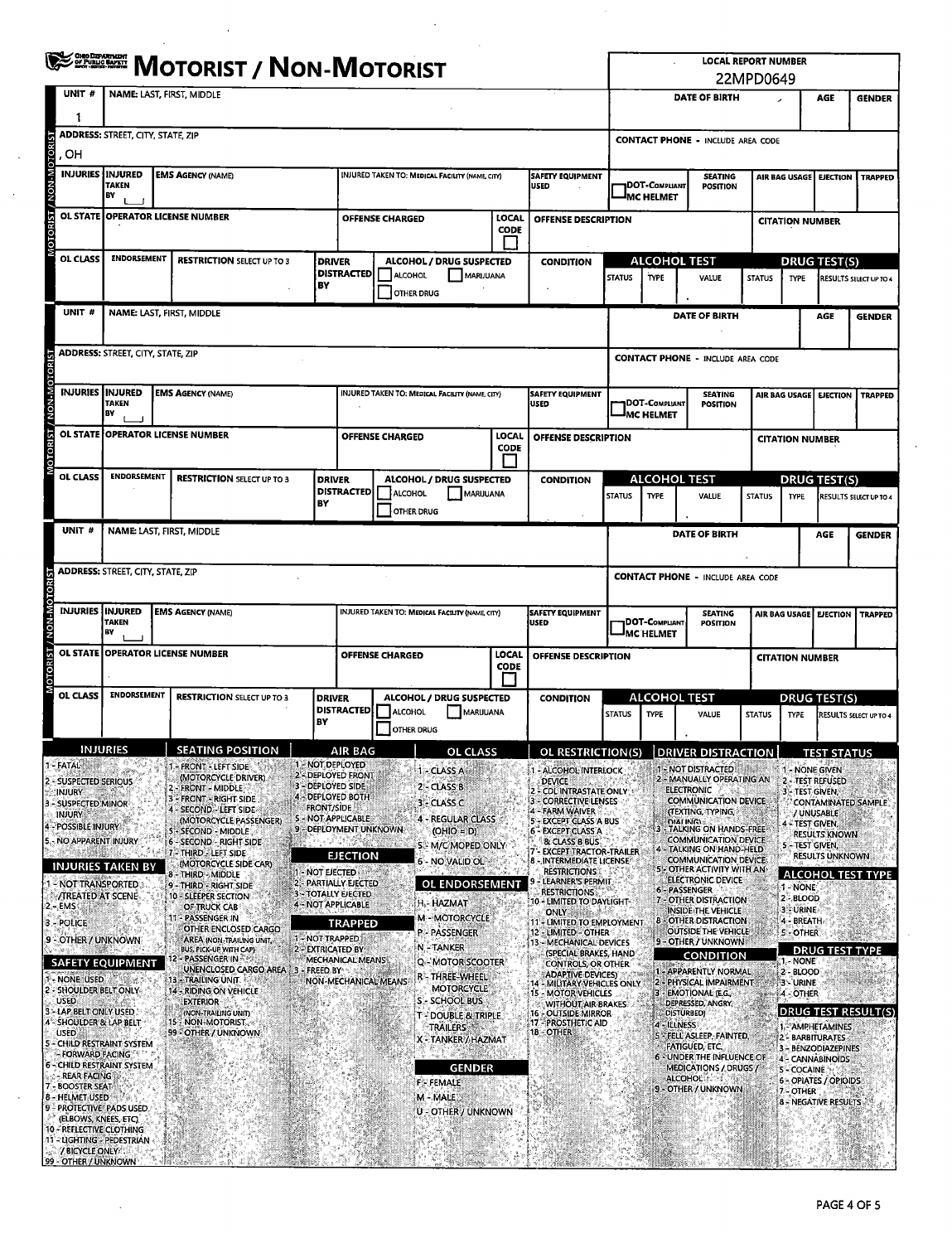# MOTORIST / NON-MOTORIST

LOCAL REPORT NUMBER: 22MPD0649

## Unit 1

| UNIT # | NAME: LAST, FIRST, MIDDLE | DATE OF BIRTH | AGE | GENDER |
|---|---|---|---|---|
| 1 | | | | |

| ADDRESS: STREET, CITY, STATE, ZIP | CONTACT PHONE - INCLUDE AREA CODE |
|---|---|
| , OH | |

| INJURIES | INJURED TAKEN BY | EMS AGENCY (NAME) | INJURED TAKEN TO: MEDICAL FACILITY (NAME, CITY) | SAFETY EQUIPMENT USED | DOT-COMPLIANT MC HELMET | SEATING POSITION | AIR BAG USAGE | EJECTION | TRAPPED |
|---|---|---|---|---|---|---|---|---|---|
| | | | | | | | | | |

| OL STATE | OPERATOR LICENSE NUMBER | OFFENSE CHARGED | LOCAL CODE | OFFENSE DESCRIPTION | CITATION NUMBER |
|---|---|---|---|---|---|
| | | | | | |

| OL CLASS | ENDORSEMENT | RESTRICTION SELECT UP TO 3 | DRIVER DISTRACTED BY | ALCOHOL / DRUG SUSPECTED (ALCOHOL / MARIJUANA / OTHER DRUG) | CONDITION | ALCOHOL TEST STATUS | TYPE | VALUE | DRUG TEST(S) STATUS | TYPE | RESULTS SELECT UP TO 4 |
|---|---|---|---|---|---|---|---|---|---|---|---|
| | | | | | | | | | | | |

## Unit (blank)

| UNIT # | NAME: LAST, FIRST, MIDDLE | DATE OF BIRTH | AGE | GENDER |
|---|---|---|---|---|
| | | | | |

| ADDRESS: STREET, CITY, STATE, ZIP | CONTACT PHONE - INCLUDE AREA CODE |
|---|---|
| | |

| INJURIES | INJURED TAKEN BY | EMS AGENCY (NAME) | INJURED TAKEN TO: MEDICAL FACILITY (NAME, CITY) | SAFETY EQUIPMENT USED | DOT-COMPLIANT MC HELMET | SEATING POSITION | AIR BAG USAGE | EJECTION | TRAPPED |
|---|---|---|---|---|---|---|---|---|---|
| | | | | | | | | | |

| OL STATE | OPERATOR LICENSE NUMBER | OFFENSE CHARGED | LOCAL CODE | OFFENSE DESCRIPTION | CITATION NUMBER |
|---|---|---|---|---|---|
| | | | | | |

| OL CLASS | ENDORSEMENT | RESTRICTION SELECT UP TO 3 | DRIVER DISTRACTED BY | ALCOHOL / DRUG SUSPECTED (ALCOHOL / MARIJUANA / OTHER DRUG) | CONDITION | ALCOHOL TEST STATUS | TYPE | VALUE | DRUG TEST(S) STATUS | TYPE | RESULTS SELECT UP TO 4 |
|---|---|---|---|---|---|---|---|---|---|---|---|
| | | | | | | | | | | | |

## Unit (blank)

| UNIT # | NAME: LAST, FIRST, MIDDLE | DATE OF BIRTH | AGE | GENDER |
|---|---|---|---|---|
| | | | | |

| ADDRESS: STREET, CITY, STATE, ZIP | CONTACT PHONE - INCLUDE AREA CODE |
|---|---|
| | |

| INJURIES | INJURED TAKEN BY | EMS AGENCY (NAME) | INJURED TAKEN TO: MEDICAL FACILITY (NAME, CITY) | SAFETY EQUIPMENT USED | DOT-COMPLIANT MC HELMET | SEATING POSITION | AIR BAG USAGE | EJECTION | TRAPPED |
|---|---|---|---|---|---|---|---|---|---|
| | | | | | | | | | |

| OL STATE | OPERATOR LICENSE NUMBER | OFFENSE CHARGED | LOCAL CODE | OFFENSE DESCRIPTION | CITATION NUMBER |
|---|---|---|---|---|---|
| | | | | | |

| OL CLASS | ENDORSEMENT | RESTRICTION SELECT UP TO 3 | DRIVER DISTRACTED BY | ALCOHOL / DRUG SUSPECTED (ALCOHOL / MARIJUANA / OTHER DRUG) | CONDITION | ALCOHOL TEST STATUS | TYPE | VALUE | DRUG TEST(S) STATUS | TYPE | RESULTS SELECT UP TO 4 |
|---|---|---|---|---|---|---|---|---|---|---|---|
| | | | | | | | | | | | |

## Codes

**INJURIES**
1 - FATAL
2 - SUSPECTED SERIOUS INJURY
3 - SUSPECTED MINOR INJURY
4 - POSSIBLE INJURY
5 - NO APPARENT INJURY

**INJURIES TAKEN BY**
1 - NOT TRANSPORTED /TREATED AT SCENE
2 - EMS
3 - POLICE
9 - OTHER / UNKNOWN

**SAFETY EQUIPMENT**
1 - NONE USED
2 - SHOULDER BELT ONLY USED
3 - LAP BELT ONLY USED
4 - SHOULDER & LAP BELT USED
5 - CHILD RESTRAINT SYSTEM - FORWARD FACING
6 - CHILD RESTRAINT SYSTEM - REAR FACING
7 - BOOSTER SEAT
8 - HELMET USED
9 - PROTECTIVE PADS USED (ELBOWS, KNEES, ETC)
10 - REFLECTIVE CLOTHING
11 - LIGHTING - PEDESTRIAN / BICYCLE ONLY
99 - OTHER / UNKNOWN

**SEATING POSITION**
1 - FRONT - LEFT SIDE (MOTORCYCLE DRIVER)
2 - FRONT - MIDDLE
3 - FRONT - RIGHT SIDE
4 - SECOND - LEFT SIDE (MOTORCYCLE PASSENGER)
5 - SECOND - MIDDLE
6 - SECOND - RIGHT SIDE
7 - THIRD - LEFT SIDE (MOTORCYCLE SIDE CAR)
8 - THIRD - MIDDLE
9 - THIRD - RIGHT SIDE
10 - SLEEPER SECTION OF TRUCK CAB
11 - PASSENGER IN OTHER ENCLOSED CARGO AREA (NON-TRAILING UNIT, BUS, PICK-UP WITH CAP)
12 - PASSENGER IN UNENCLOSED CARGO AREA
13 - TRAILING UNIT
14 - RIDING ON VEHICLE EXTERIOR (NON-TRAILING UNIT)
15 - NON-MOTORIST
99 - OTHER / UNKNOWN

**AIR BAG**
1 - NOT DEPLOYED
2 - DEPLOYED FRONT
3 - DEPLOYED SIDE
4 - DEPLOYED BOTH FRONT/SIDE
5 - NOT APPLICABLE
9 - DEPLOYMENT UNKNOWN

**EJECTION**
1 - NOT EJECTED
2 - PARTIALLY EJECTED
3 - TOTALLY EJECTED
4 - NOT APPLICABLE

**TRAPPED**
1 - NOT TRAPPED
2 - EXTRICATED BY MECHANICAL MEANS
3 - FREED BY NON-MECHANICAL MEANS

**OL CLASS**
1 - CLASS A
2 - CLASS B
3 - CLASS C
4 - REGULAR CLASS (OHIO = D)
5 - M/C MOPED ONLY
6 - NO VALID OL

**OL ENDORSEMENT**
H - HAZMAT
M - MOTORCYCLE
P - PASSENGER
N - TANKER
Q - MOTOR SCOOTER
R - THREE-WHEEL MOTORCYCLE
S - SCHOOL BUS
T - DOUBLE & TRIPLE TRAILERS
X - TANKER / HAZMAT

**GENDER**
F - FEMALE
M - MALE
U - OTHER / UNKNOWN

**OL RESTRICTION(S)**
1 - ALCOHOL INTERLOCK DEVICE
2 - CDL INTRASTATE ONLY
3 - CORRECTIVE LENSES
4 - FARM WAIVER
5 - EXCEPT CLASS A BUS
6 - EXCEPT CLASS A & CLASS B BUS
7 - EXCEPT TRACTOR-TRAILER
8 - INTERMEDIATE LICENSE RESTRICTIONS
9 - LEARNER'S PERMIT RESTRICTIONS
10 - LIMITED TO DAYLIGHT ONLY
11 - LIMITED TO EMPLOYMENT
12 - LIMITED - OTHER
13 - MECHANICAL DEVICES (SPECIAL BRAKES, HAND CONTROLS, OR OTHER ADAPTIVE DEVICES)
14 - MILITARY VEHICLES ONLY
15 - MOTOR VEHICLES WITHOUT AIR BRAKES
16 - OUTSIDE MIRROR
17 - PROSTHETIC AID
18 - OTHER

**DRIVER DISTRACTION**
1 - NOT DISTRACTED
2 - MANUALLY OPERATING AN ELECTRONIC COMMUNICATION DEVICE (TEXTING, TYPING, DIALING)
3 - TALKING ON HANDS-FREE COMMUNICATION DEVICE
4 - TALKING ON HAND-HELD COMMUNICATION DEVICE
5 - OTHER ACTIVITY WITH AN ELECTRONIC DEVICE
6 - PASSENGER
7 - OTHER DISTRACTION INSIDE THE VEHICLE
8 - OTHER DISTRACTION OUTSIDE THE VEHICLE
9 - OTHER / UNKNOWN

**CONDITION**
1 - APPARENTLY NORMAL
2 - PHYSICAL IMPAIRMENT
3 - EMOTIONAL (E.G., DEPRESSED, ANGRY, DISTURBED)
4 - ILLNESS
5 - FELL ASLEEP, FAINTED, FATIGUED, ETC.
6 - UNDER THE INFLUENCE OF MEDICATIONS / DRUGS / ALCOHOL
9 - OTHER / UNKNOWN

**TEST STATUS**
1 - NONE GIVEN
2 - TEST REFUSED
3 - TEST GIVEN, CONTAMINATED SAMPLE / UNUSABLE
4 - TEST GIVEN, RESULTS KNOWN
5 - TEST GIVEN, RESULTS UNKNOWN

**ALCOHOL TEST TYPE**
1 - NONE
2 - BLOOD
3 - URINE
4 - BREATH
5 - OTHER

**DRUG TEST TYPE**
1 - NONE
2 - BLOOD
3 - URINE
4 - OTHER

**DRUG TEST RESULT(S)**
1 - AMPHETAMINES
2 - BARBITURATES
3 - BENZODIAZEPINES
4 - CANNABINOIDS
5 - COCAINE
6 - OPIATES / OPIOIDS
7 - OTHER
8 - NEGATIVE RESULTS